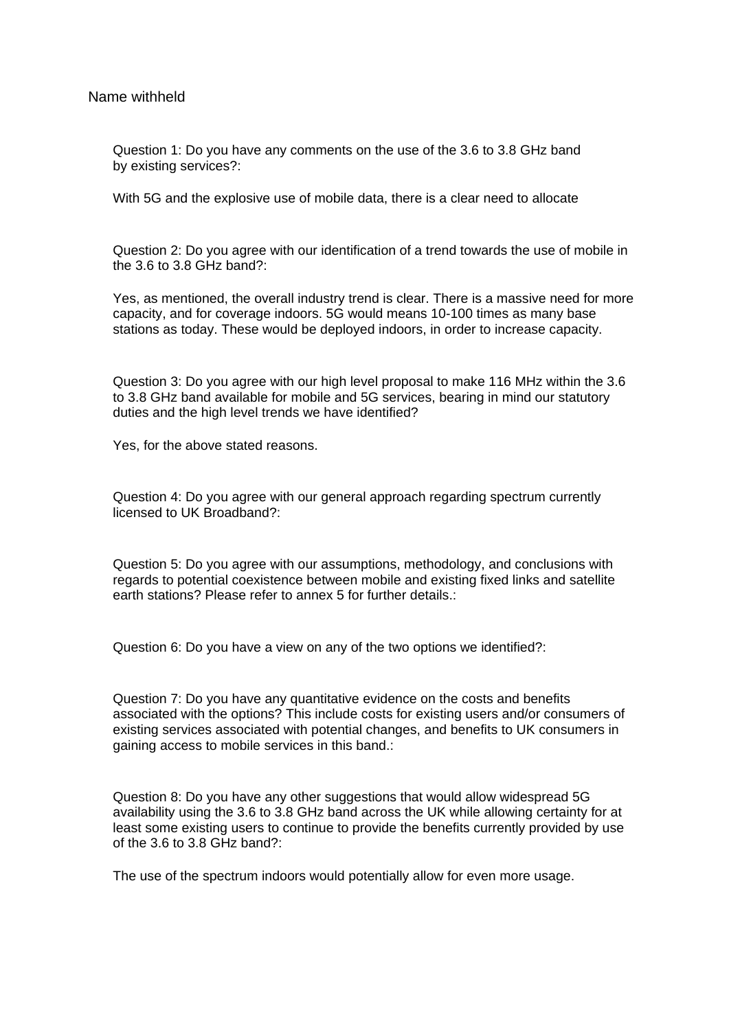Name withheld

Question 1: Do you have any comments on the use of the 3.6 to 3.8 GHz band by existing services?:

With 5G and the explosive use of mobile data, there is a clear need to allocate

Question 2: Do you agree with our identification of a trend towards the use of mobile in the 3.6 to 3.8 GHz band?:

Yes, as mentioned, the overall industry trend is clear. There is a massive need for more capacity, and for coverage indoors. 5G would means 10-100 times as many base stations as today. These would be deployed indoors, in order to increase capacity.

Question 3: Do you agree with our high level proposal to make 116 MHz within the 3.6 to 3.8 GHz band available for mobile and 5G services, bearing in mind our statutory duties and the high level trends we have identified?

Yes, for the above stated reasons.

Question 4: Do you agree with our general approach regarding spectrum currently licensed to UK Broadband?:

Question 5: Do you agree with our assumptions, methodology, and conclusions with regards to potential coexistence between mobile and existing fixed links and satellite earth stations? Please refer to annex 5 for further details.:

Question 6: Do you have a view on any of the two options we identified?:

Question 7: Do you have any quantitative evidence on the costs and benefits associated with the options? This include costs for existing users and/or consumers of existing services associated with potential changes, and benefits to UK consumers in gaining access to mobile services in this band.:

Question 8: Do you have any other suggestions that would allow widespread 5G availability using the 3.6 to 3.8 GHz band across the UK while allowing certainty for at least some existing users to continue to provide the benefits currently provided by use of the 3.6 to 3.8 GHz band?:

The use of the spectrum indoors would potentially allow for even more usage.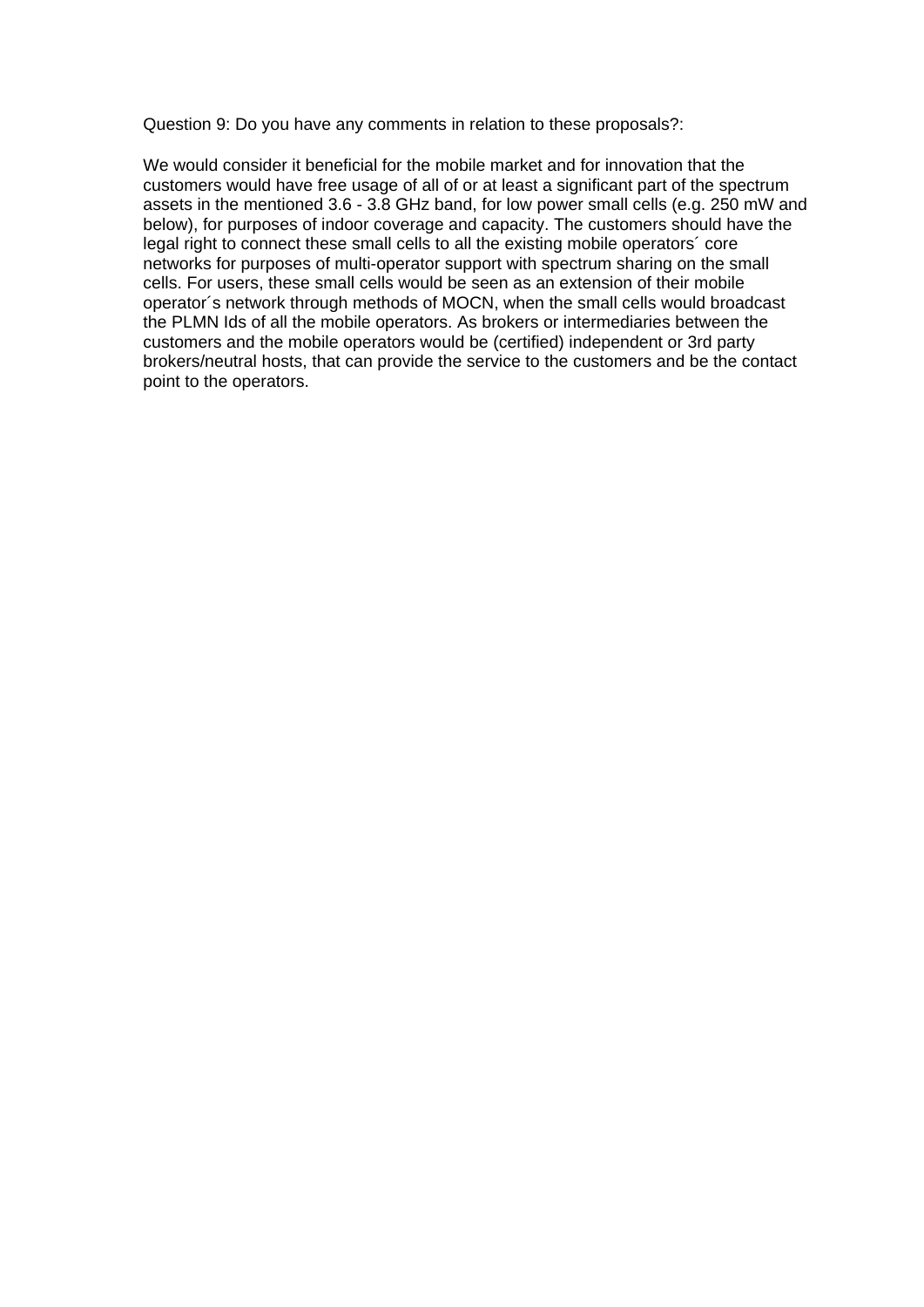Question 9: Do you have any comments in relation to these proposals?:

We would consider it beneficial for the mobile market and for innovation that the customers would have free usage of all of or at least a significant part of the spectrum assets in the mentioned 3.6 - 3.8 GHz band, for low power small cells (e.g. 250 mW and below), for purposes of indoor coverage and capacity. The customers should have the legal right to connect these small cells to all the existing mobile operators´ core networks for purposes of multi-operator support with spectrum sharing on the small cells. For users, these small cells would be seen as an extension of their mobile operator´s network through methods of MOCN, when the small cells would broadcast the PLMN Ids of all the mobile operators. As brokers or intermediaries between the customers and the mobile operators would be (certified) independent or 3rd party brokers/neutral hosts, that can provide the service to the customers and be the contact point to the operators.